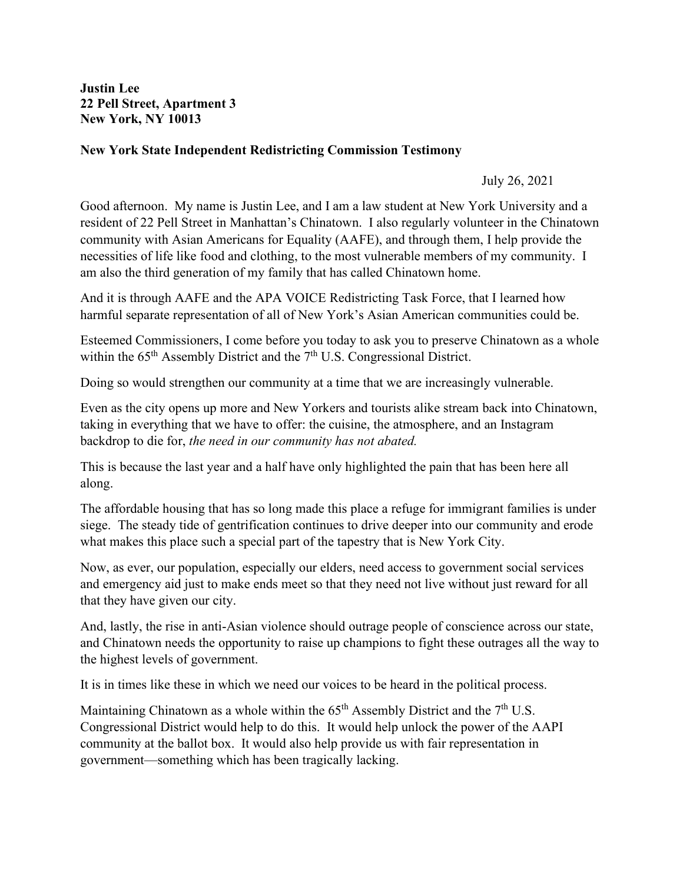**Justin Lee**
**22 Pell Street, Apartment 3**
**New York, NY 10013**

**New York State Independent Redistricting Commission Testimony**

July 26, 2021

Good afternoon. My name is Justin Lee, and I am a law student at New York University and a resident of 22 Pell Street in Manhattan's Chinatown. I also regularly volunteer in the Chinatown community with Asian Americans for Equality (AAFE), and through them, I help provide the necessities of life like food and clothing, to the most vulnerable members of my community. I am also the third generation of my family that has called Chinatown home.

And it is through AAFE and the APA VOICE Redistricting Task Force, that I learned how harmful separate representation of all of New York's Asian American communities could be.

Esteemed Commissioners, I come before you today to ask you to preserve Chinatown as a whole within the 65th Assembly District and the 7th U.S. Congressional District.

Doing so would strengthen our community at a time that we are increasingly vulnerable.

Even as the city opens up more and New Yorkers and tourists alike stream back into Chinatown, taking in everything that we have to offer: the cuisine, the atmosphere, and an Instagram backdrop to die for, *the need in our community has not abated.*

This is because the last year and a half have only highlighted the pain that has been here all along.

The affordable housing that has so long made this place a refuge for immigrant families is under siege. The steady tide of gentrification continues to drive deeper into our community and erode what makes this place such a special part of the tapestry that is New York City.

Now, as ever, our population, especially our elders, need access to government social services and emergency aid just to make ends meet so that they need not live without just reward for all that they have given our city.

And, lastly, the rise in anti-Asian violence should outrage people of conscience across our state, and Chinatown needs the opportunity to raise up champions to fight these outrages all the way to the highest levels of government.

It is in times like these in which we need our voices to be heard in the political process.

Maintaining Chinatown as a whole within the 65th Assembly District and the 7th U.S. Congressional District would help to do this. It would help unlock the power of the AAPI community at the ballot box. It would also help provide us with fair representation in government—something which has been tragically lacking.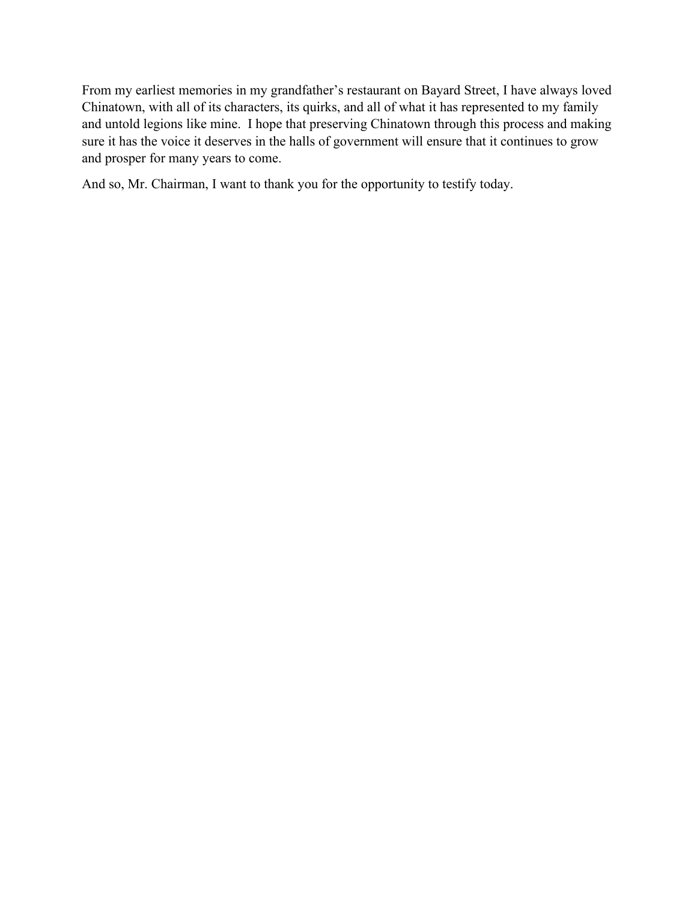From my earliest memories in my grandfather's restaurant on Bayard Street, I have always loved Chinatown, with all of its characters, its quirks, and all of what it has represented to my family and untold legions like mine. I hope that preserving Chinatown through this process and making sure it has the voice it deserves in the halls of government will ensure that it continues to grow and prosper for many years to come.

And so, Mr. Chairman, I want to thank you for the opportunity to testify today.